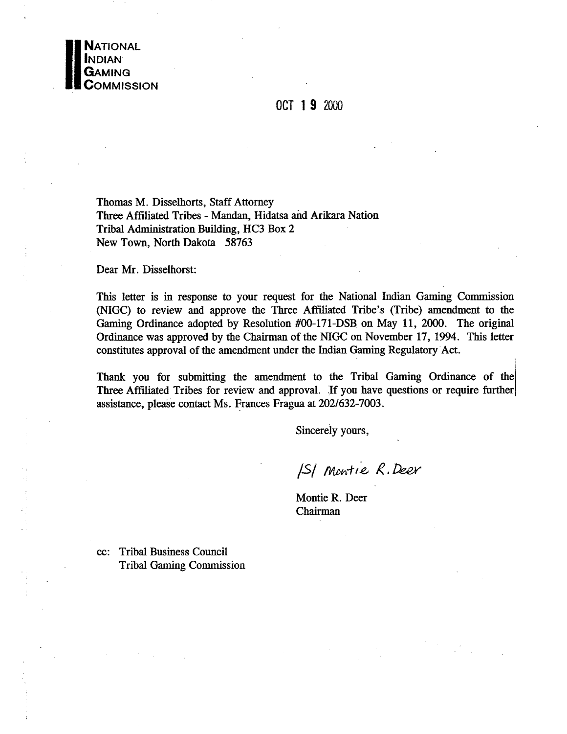**NATIONAL INDIAN GAMING COMMISSION**

OCT 19 2000

Thomas M. Disselhorts, Staff Attorney
Three Affiliated Tribes - Mandan, Hidatsa and Arikara Nation
Tribal Administration Building, HC3 Box 2
New Town, North Dakota 58763

Dear Mr. Disselhorst:

This letter is in response to your request for the National Indian Gaming Commission (NIGC) to review and approve the Three Affiliated Tribe's (Tribe) amendment to the Gaming Ordinance adopted by Resolution #00-171-DSB on May 11, 2000. The original Ordinance was approved by the Chairman of the NIGC on November 17, 1994. This letter constitutes approval of the amendment under the Indian Gaming Regulatory Act.

Thank you for submitting the amendment to the Tribal Gaming Ordinance of the Three Affiliated Tribes for review and approval. If you have questions or require further assistance, please contact Ms. Frances Fragua at 202/632-7003.

Sincerely yours,

/S/ Montie R. Deer

Montie R. Deer
Chairman

cc: Tribal Business Council
Tribal Gaming Commission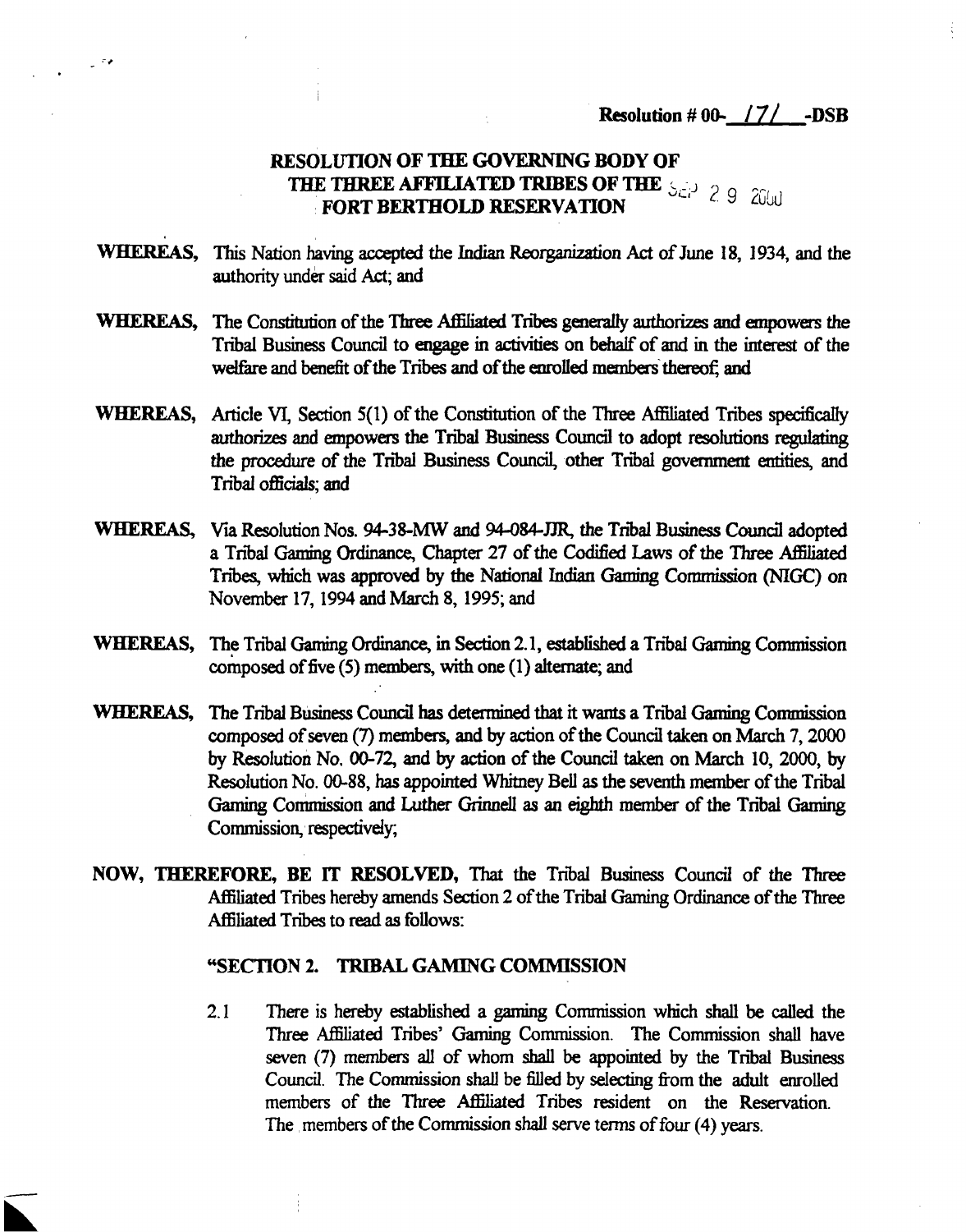**Resolution # 00-__171__-DSB**

## RESOLUTION OF THE GOVERNING BODY OF THE THREE AFFILIATED TRIBES OF THE FORT BERTHOLD RESERVATION

SEP 29 2000

**WHEREAS,** This Nation having accepted the Indian Reorganization Act of June 18, 1934, and the authority under said Act; and

**WHEREAS,** The Constitution of the Three Affiliated Tribes generally authorizes and empowers the Tribal Business Council to engage in activities on behalf of and in the interest of the welfare and benefit of the Tribes and of the enrolled members thereof; and

**WHEREAS,** Article VI, Section 5(1) of the Constitution of the Three Affiliated Tribes specifically authorizes and empowers the Tribal Business Council to adopt resolutions regulating the procedure of the Tribal Business Council, other Tribal government entities, and Tribal officials; and

**WHEREAS,** Via Resolution Nos. 94-38-MW and 94-084-JJR, the Tribal Business Council adopted a Tribal Gaming Ordinance, Chapter 27 of the Codified Laws of the Three Affiliated Tribes, which was approved by the National Indian Gaming Commission (NIGC) on November 17, 1994 and March 8, 1995; and

**WHEREAS,** The Tribal Gaming Ordinance, in Section 2.1, established a Tribal Gaming Commission composed of five (5) members, with one (1) alternate; and

**WHEREAS,** The Tribal Business Council has determined that it wants a Tribal Gaming Commission composed of seven (7) members, and by action of the Council taken on March 7, 2000 by Resolution No. 00-72, and by action of the Council taken on March 10, 2000, by Resolution No. 00-88, has appointed Whitney Bell as the seventh member of the Tribal Gaming Commission and Luther Grinnell as an eighth member of the Tribal Gaming Commission, respectively;

**NOW, THEREFORE, BE IT RESOLVED,** That the Tribal Business Council of the Three Affiliated Tribes hereby amends Section 2 of the Tribal Gaming Ordinance of the Three Affiliated Tribes to read as follows:

**"SECTION 2. TRIBAL GAMING COMMISSION**

2.1 There is hereby established a gaming Commission which shall be called the Three Affiliated Tribes' Gaming Commission. The Commission shall have seven (7) members all of whom shall be appointed by the Tribal Business Council. The Commission shall be filled by selecting from the adult enrolled members of the Three Affiliated Tribes resident on the Reservation. The members of the Commission shall serve terms of four (4) years.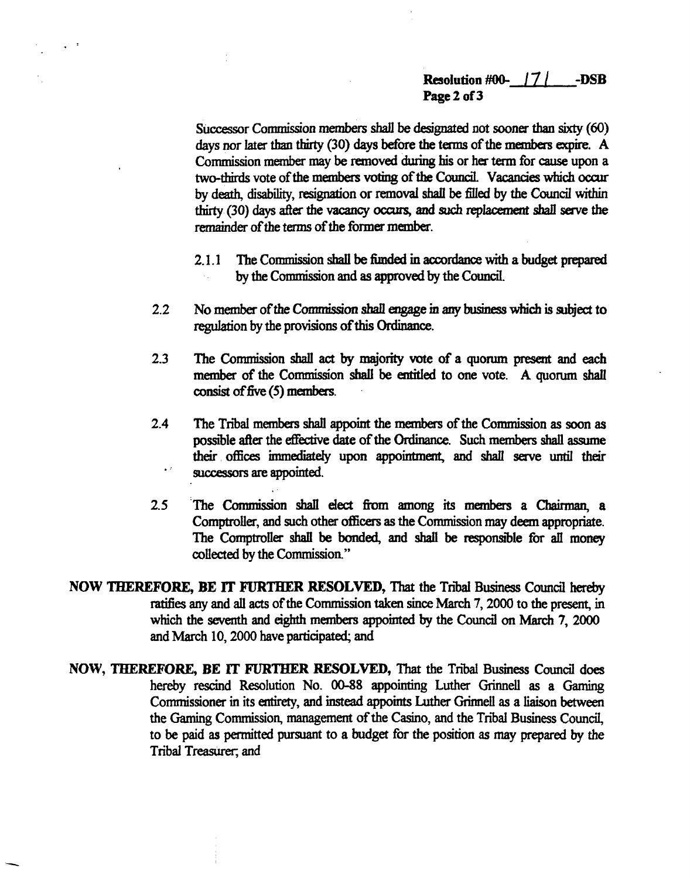Successor Commission members shall be designated not sooner than sixty (60) days nor later than thirty (30) days before the terms of the members expire. A Commission member may be removed during his or her term for cause upon a two-thirds vote of the members voting of the Council. Vacancies which occur by death, disability, resignation or removal shall be filled by the Council within thirty (30) days after the vacancy occurs, and such replacement shall serve the remainder of the terms of the former member.

2.1.1 The Commission shall be funded in accordance with a budget prepared by the Commission and as approved by the Council.

2.2 No member of the Commission shall engage in any business which is subject to regulation by the provisions of this Ordinance.

2.3 The Commission shall act by majority vote of a quorum present and each member of the Commission shall be entitled to one vote. A quorum shall consist of five (5) members.

2.4 The Tribal members shall appoint the members of the Commission as soon as possible after the effective date of the Ordinance. Such members shall assume their offices immediately upon appointment, and shall serve until their successors are appointed.

2.5 The Commission shall elect from among its members a Chairman, a Comptroller, and such other officers as the Commission may deem appropriate. The Comptroller shall be bonded, and shall be responsible for all money collected by the Commission."

**NOW THEREFORE, BE IT FURTHER RESOLVED,** That the Tribal Business Council hereby ratifies any and all acts of the Commission taken since March 7, 2000 to the present, in which the seventh and eighth members appointed by the Council on March 7, 2000 and March 10, 2000 have participated; and

**NOW, THEREFORE, BE IT FURTHER RESOLVED,** That the Tribal Business Council does hereby rescind Resolution No. 00-88 appointing Luther Grinnell as a Gaming Commissioner in its entirety, and instead appoints Luther Grinnell as a liaison between the Gaming Commission, management of the Casino, and the Tribal Business Council, to be paid as permitted pursuant to a budget for the position as may prepared by the Tribal Treasurer; and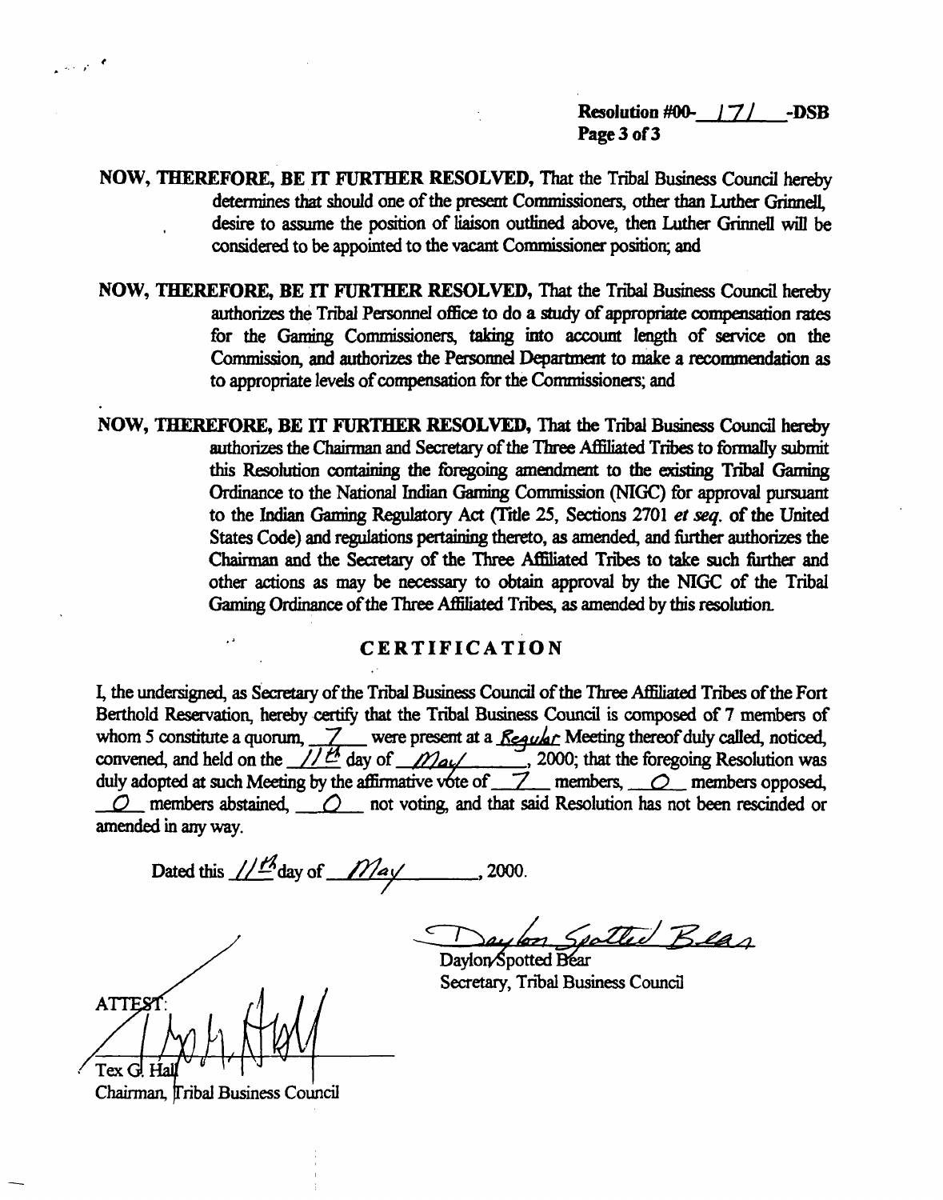Resolution #00- 171 -DSB
Page 3 of 3

**NOW, THEREFORE, BE IT FURTHER RESOLVED,** That the Tribal Business Council hereby determines that should one of the present Commissioners, other than Luther Grinnell, desire to assume the position of liaison outlined above, then Luther Grinnell will be considered to be appointed to the vacant Commissioner position; and

**NOW, THEREFORE, BE IT FURTHER RESOLVED,** That the Tribal Business Council hereby authorizes the Tribal Personnel office to do a study of appropriate compensation rates for the Gaming Commissioners, taking into account length of service on the Commission, and authorizes the Personnel Department to make a recommendation as to appropriate levels of compensation for the Commissioners; and

**NOW, THEREFORE, BE IT FURTHER RESOLVED,** That the Tribal Business Council hereby authorizes the Chairman and Secretary of the Three Affiliated Tribes to formally submit this Resolution containing the foregoing amendment to the existing Tribal Gaming Ordinance to the National Indian Gaming Commission (NIGC) for approval pursuant to the Indian Gaming Regulatory Act (Title 25, Sections 2701 *et seq.* of the United States Code) and regulations pertaining thereto, as amended, and further authorizes the Chairman and the Secretary of the Three Affiliated Tribes to take such further and other actions as may be necessary to obtain approval by the NIGC of the Tribal Gaming Ordinance of the Three Affiliated Tribes, as amended by this resolution.

## CERTIFICATION

I, the undersigned, as Secretary of the Tribal Business Council of the Three Affiliated Tribes of the Fort Berthold Reservation, hereby certify that the Tribal Business Council is composed of 7 members of whom 5 constitute a quorum, 7 were present at a Regular Meeting thereof duly called, noticed, convened, and held on the 11th day of May, 2000; that the foregoing Resolution was duly adopted at such Meeting by the affirmative vote of 7 members, 0 members opposed, 0 members abstained, 0 not voting, and that said Resolution has not been rescinded or amended in any way.

Dated this 11th day of May, 2000.

Daylon Spotted Bear
Secretary, Tribal Business Council

ATTEST:

Tex G. Hall
Chairman, Tribal Business Council